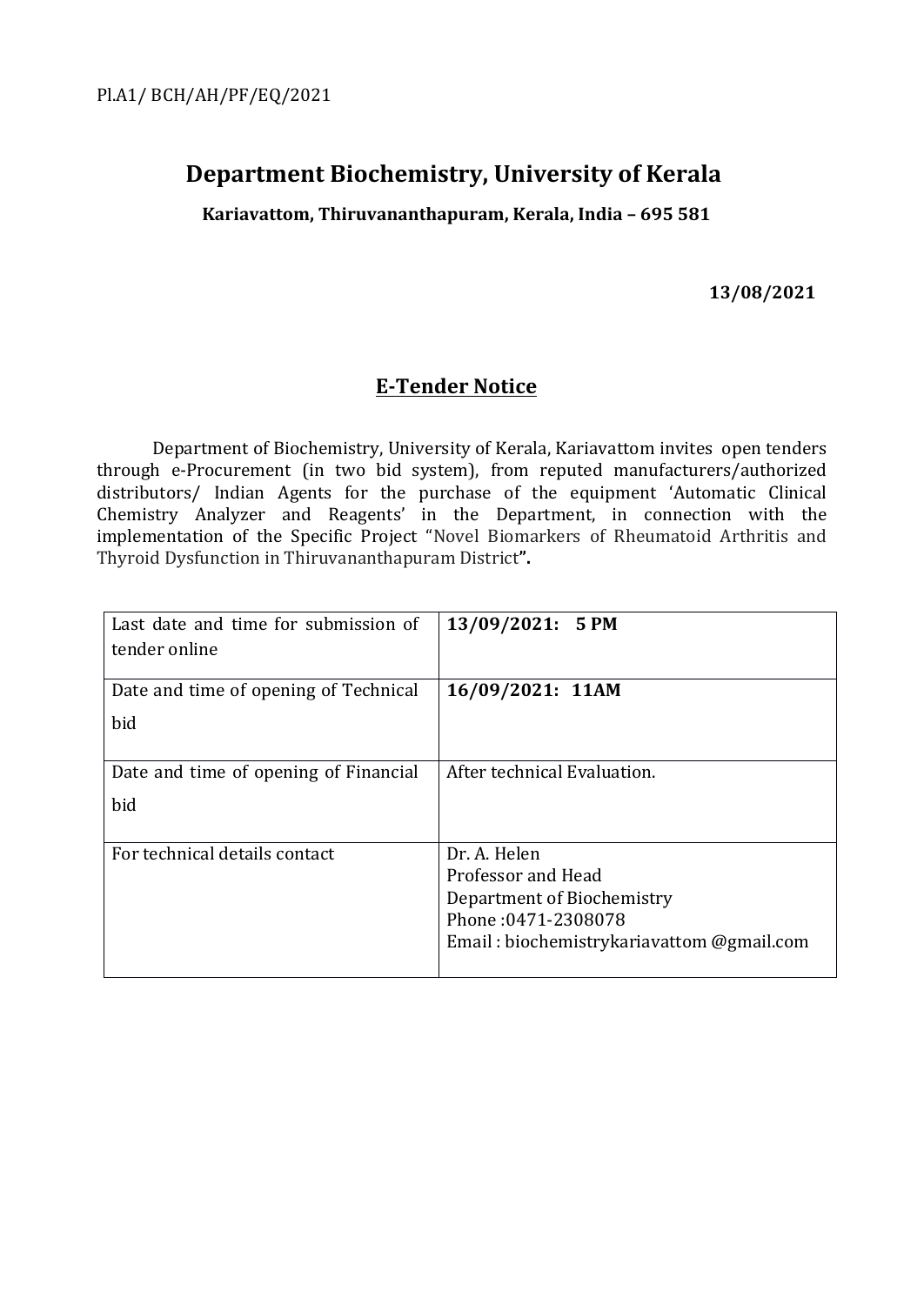Pl.A1/ BCH/AH/PF/EQ/2021

# Department Biochemistry, University of Kerala

**Kariavattom, Thiruvananthapuram, Kerala, India – 695 581**

**13/08/2021**

## E-Tender Notice

Department of Biochemistry, University of Kerala, Kariavattom invites open tenders through e-Procurement (in two bid system), from reputed manufacturers/authorized distributors/ Indian Agents for the purchase of the equipment 'Automatic Clinical Chemistry Analyzer and Reagents' in the Department, in connection with the implementation of the Specific Project "Novel Biomarkers of Rheumatoid Arthritis and Thyroid Dysfunction in Thiruvananthapuram District**".**

| Last date and time for submission of tender online | **13/09/2021: 5 PM** |
|---|---|
| Date and time of opening of Technical bid | **16/09/2021: 11AM** |
| Date and time of opening of Financial bid | After technical Evaluation. |
| For technical details contact | Dr. A. Helen<br>Professor and Head<br>Department of Biochemistry<br>Phone :0471-2308078<br>Email : biochemistrykariavattom @gmail.com |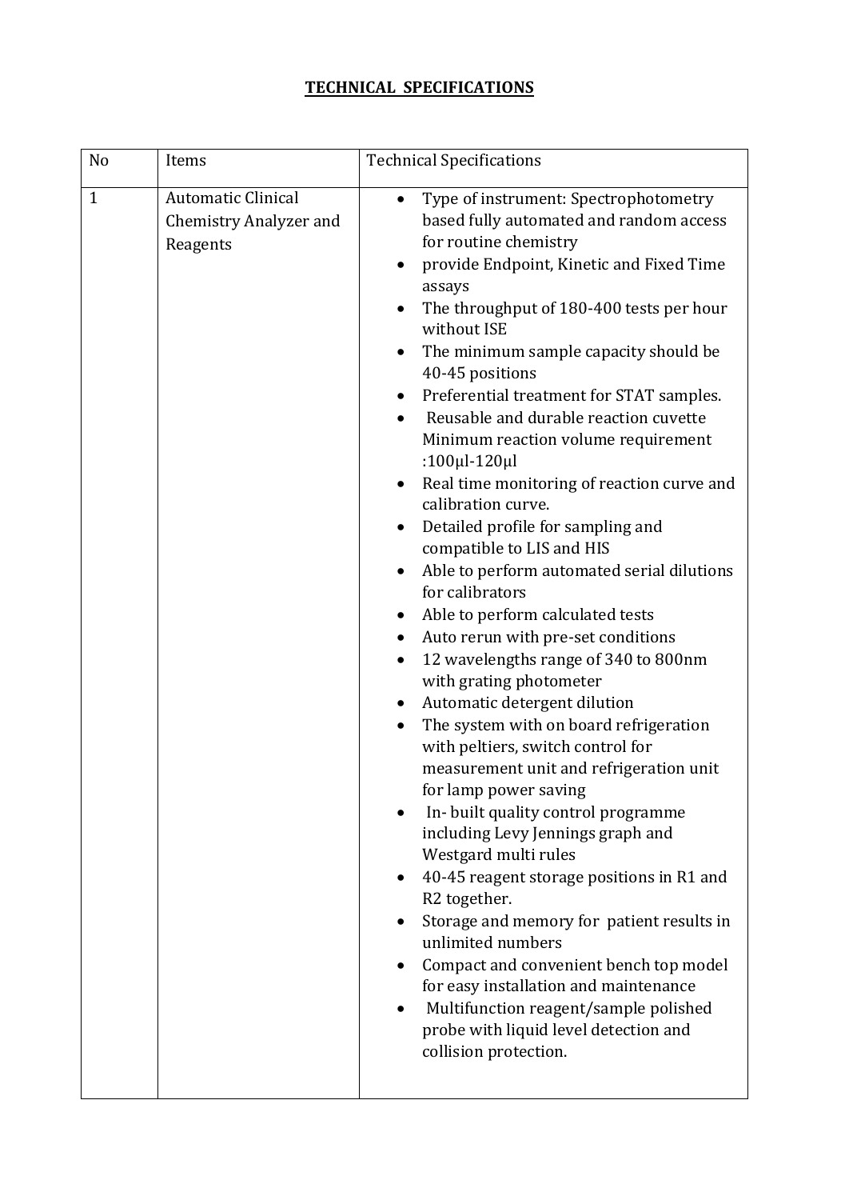**TECHNICAL SPECIFICATIONS**

| No | Items | Technical Specifications |
|---|---|---|
| 1 | Automatic Clinical Chemistry Analyzer and Reagents | • Type of instrument: Spectrophotometry based fully automated and random access for routine chemistry<br>• provide Endpoint, Kinetic and Fixed Time assays<br>• The throughput of 180-400 tests per hour without ISE<br>• The minimum sample capacity should be 40-45 positions<br>• Preferential treatment for STAT samples.<br>• Reusable and durable reaction cuvette Minimum reaction volume requirement :100µl-120µl<br>• Real time monitoring of reaction curve and calibration curve.<br>• Detailed profile for sampling and compatible to LIS and HIS<br>• Able to perform automated serial dilutions for calibrators<br>• Able to perform calculated tests<br>• Auto rerun with pre-set conditions<br>• 12 wavelengths range of 340 to 800nm with grating photometer<br>• Automatic detergent dilution<br>• The system with on board refrigeration with peltiers, switch control for measurement unit and refrigeration unit for lamp power saving<br>• In- built quality control programme including Levy Jennings graph and Westgard multi rules<br>• 40-45 reagent storage positions in R1 and R2 together.<br>• Storage and memory for patient results in unlimited numbers<br>• Compact and convenient bench top model for easy installation and maintenance<br>• Multifunction reagent/sample polished probe with liquid level detection and collision protection. |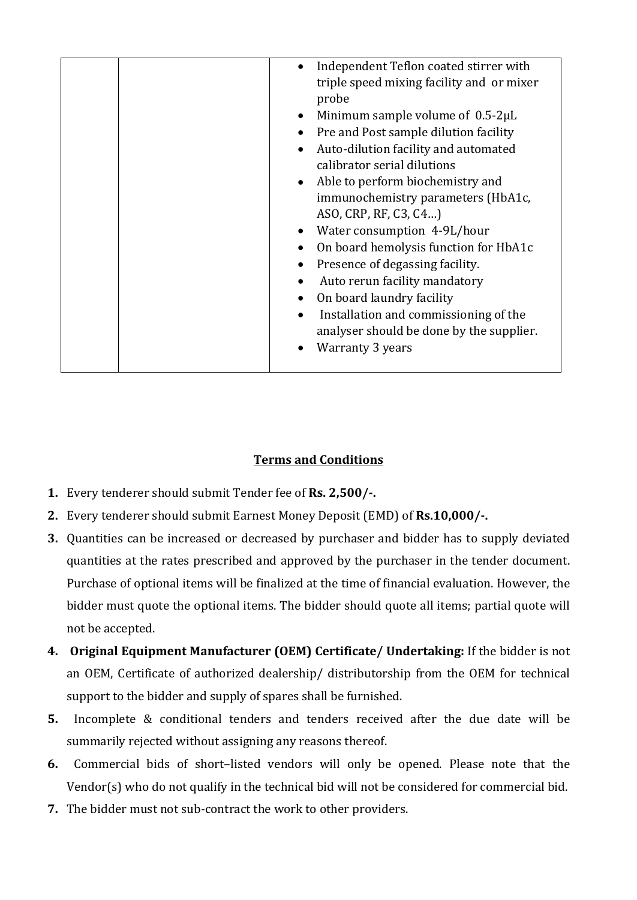|  |  | <ul><li>Independent Teflon coated stirrer with triple speed mixing facility and or mixer probe</li><li>Minimum sample volume of 0.5-2µL</li><li>Pre and Post sample dilution facility</li><li>Auto-dilution facility and automated calibrator serial dilutions</li><li>Able to perform biochemistry and immunochemistry parameters (HbA1c, ASO, CRP, RF, C3, C4…)</li><li>Water consumption 4-9L/hour</li><li>On board hemolysis function for HbA1c</li><li>Presence of degassing facility.</li><li>Auto rerun facility mandatory</li><li>On board laundry facility</li><li>Installation and commissioning of the analyser should be done by the supplier.</li><li>Warranty 3 years</li></ul> |
|---|---|---|

## Terms and Conditions

1. Every tenderer should submit Tender fee of **Rs. 2,500/-.**
2. Every tenderer should submit Earnest Money Deposit (EMD) of **Rs.10,000/-.**
3. Quantities can be increased or decreased by purchaser and bidder has to supply deviated quantities at the rates prescribed and approved by the purchaser in the tender document. Purchase of optional items will be finalized at the time of financial evaluation. However, the bidder must quote the optional items. The bidder should quote all items; partial quote will not be accepted.
4. **Original Equipment Manufacturer (OEM) Certificate/ Undertaking:** If the bidder is not an OEM, Certificate of authorized dealership/ distributorship from the OEM for technical support to the bidder and supply of spares shall be furnished.
5. Incomplete & conditional tenders and tenders received after the due date will be summarily rejected without assigning any reasons thereof.
6. Commercial bids of short–listed vendors will only be opened. Please note that the Vendor(s) who do not qualify in the technical bid will not be considered for commercial bid.
7. The bidder must not sub-contract the work to other providers.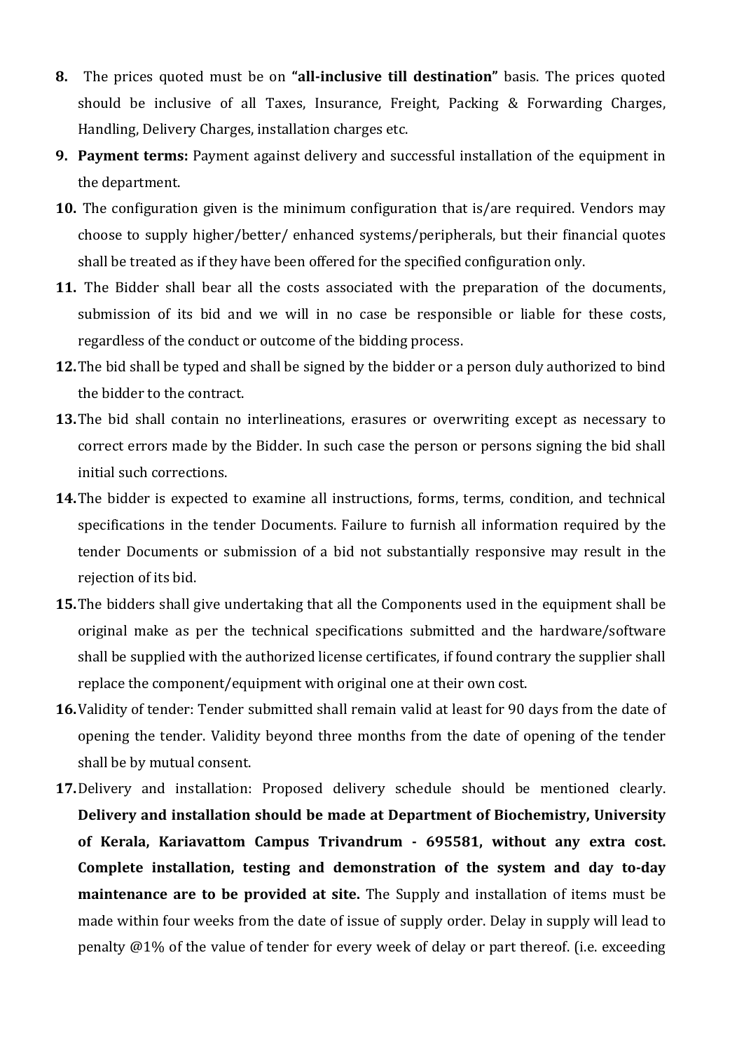8. The prices quoted must be on **"all-inclusive till destination"** basis. The prices quoted should be inclusive of all Taxes, Insurance, Freight, Packing & Forwarding Charges, Handling, Delivery Charges, installation charges etc.
9. **Payment terms:** Payment against delivery and successful installation of the equipment in the department.
10. The configuration given is the minimum configuration that is/are required. Vendors may choose to supply higher/better/ enhanced systems/peripherals, but their financial quotes shall be treated as if they have been offered for the specified configuration only.
11. The Bidder shall bear all the costs associated with the preparation of the documents, submission of its bid and we will in no case be responsible or liable for these costs, regardless of the conduct or outcome of the bidding process.
12. The bid shall be typed and shall be signed by the bidder or a person duly authorized to bind the bidder to the contract.
13. The bid shall contain no interlineations, erasures or overwriting except as necessary to correct errors made by the Bidder. In such case the person or persons signing the bid shall initial such corrections.
14. The bidder is expected to examine all instructions, forms, terms, condition, and technical specifications in the tender Documents. Failure to furnish all information required by the tender Documents or submission of a bid not substantially responsive may result in the rejection of its bid.
15. The bidders shall give undertaking that all the Components used in the equipment shall be original make as per the technical specifications submitted and the hardware/software shall be supplied with the authorized license certificates, if found contrary the supplier shall replace the component/equipment with original one at their own cost.
16. Validity of tender: Tender submitted shall remain valid at least for 90 days from the date of opening the tender. Validity beyond three months from the date of opening of the tender shall be by mutual consent.
17. Delivery and installation: Proposed delivery schedule should be mentioned clearly. **Delivery and installation should be made at Department of Biochemistry, University of Kerala, Kariavattom Campus Trivandrum - 695581, without any extra cost. Complete installation, testing and demonstration of the system and day to-day maintenance are to be provided at site.** The Supply and installation of items must be made within four weeks from the date of issue of supply order. Delay in supply will lead to penalty @1% of the value of tender for every week of delay or part thereof. (i.e. exceeding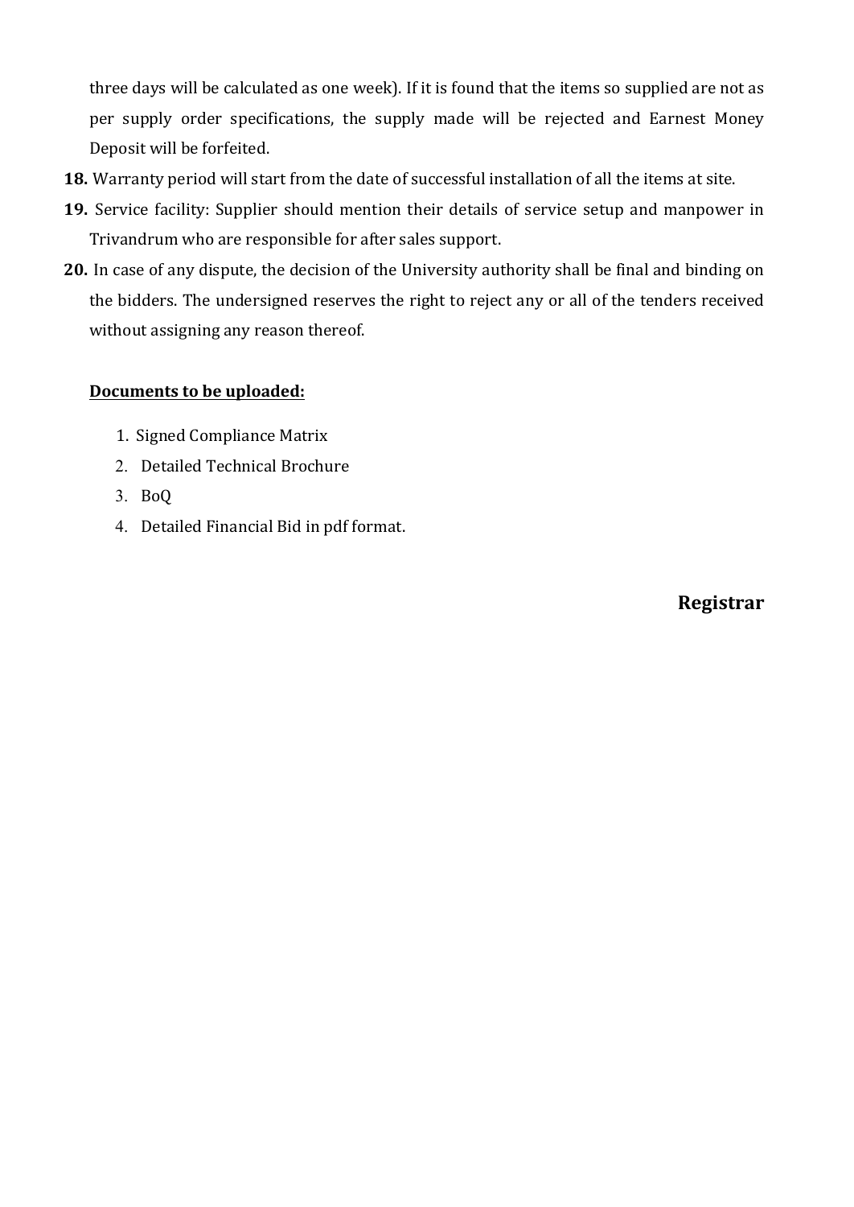three days will be calculated as one week). If it is found that the items so supplied are not as per supply order specifications, the supply made will be rejected and Earnest Money Deposit will be forfeited.

**18.** Warranty period will start from the date of successful installation of all the items at site.

**19.** Service facility: Supplier should mention their details of service setup and manpower in Trivandrum who are responsible for after sales support.

**20.** In case of any dispute, the decision of the University authority shall be final and binding on the bidders. The undersigned reserves the right to reject any or all of the tenders received without assigning any reason thereof.

**<u>Documents to be uploaded:</u>**

1. Signed Compliance Matrix
2. Detailed Technical Brochure
3. BoQ
4. Detailed Financial Bid in pdf format.

**Registrar**